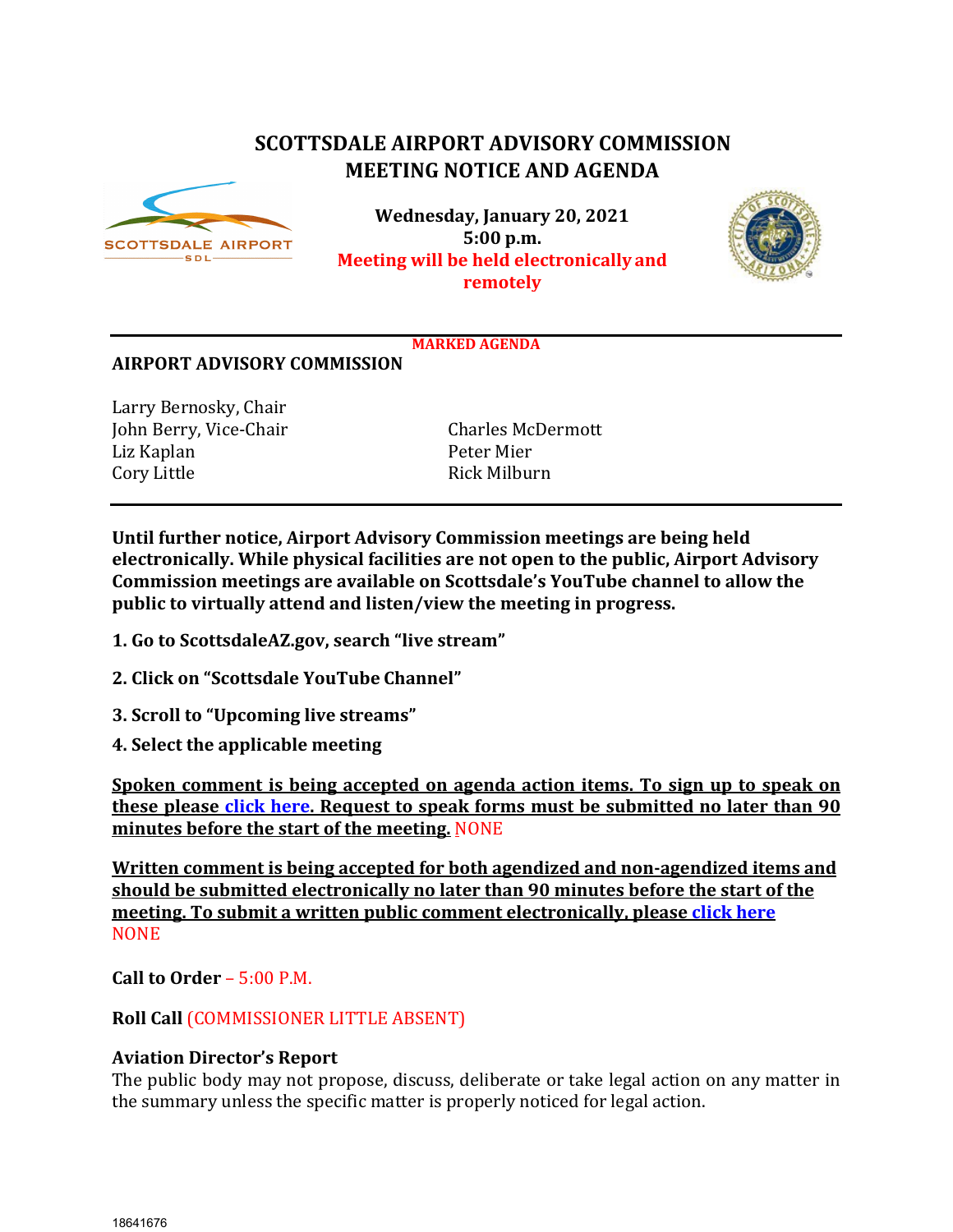# SCOTTSDALE AIRPORT ADVISORY COMMISSION
## MEETING NOTICE AND AGENDA

**Wednesday, January 20, 2021**
**5:00 p.m.**
**Meeting will be held electronically and remotely**

**MARKED AGENDA**

**AIRPORT ADVISORY COMMISSION**

Larry Bernosky, Chair
John Berry, Vice-Chair
Liz Kaplan
Cory Little
Charles McDermott
Peter Mier
Rick Milburn

**Until further notice, Airport Advisory Commission meetings are being held electronically. While physical facilities are not open to the public, Airport Advisory Commission meetings are available on Scottsdale's YouTube channel to allow the public to virtually attend and listen/view the meeting in progress.**

**1. Go to ScottsdaleAZ.gov, search "live stream"**

**2. Click on "Scottsdale YouTube Channel"**

**3. Scroll to "Upcoming live streams"**

**4. Select the applicable meeting**

**Spoken comment is being accepted on agenda action items. To sign up to speak on these please click here. Request to speak forms must be submitted no later than 90 minutes before the start of the meeting.** NONE

**Written comment is being accepted for both agendized and non-agendized items and should be submitted electronically no later than 90 minutes before the start of the meeting. To submit a written public comment electronically, please click here**
NONE

**Call to Order** – 5:00 P.M.

**Roll Call** (COMMISSIONER LITTLE ABSENT)

**Aviation Director's Report**
The public body may not propose, discuss, deliberate or take legal action on any matter in the summary unless the specific matter is properly noticed for legal action.

18641676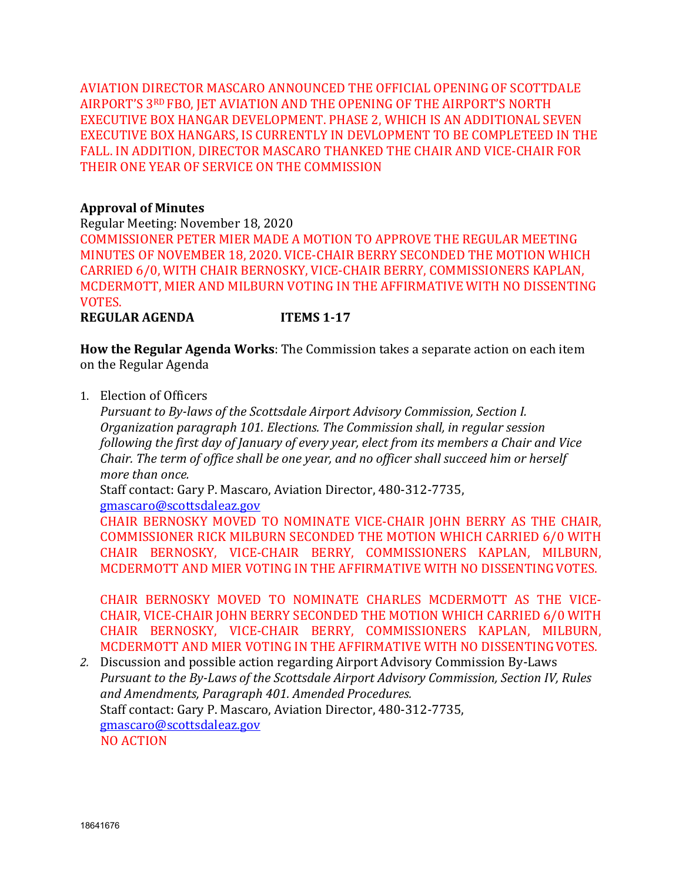AVIATION DIRECTOR MASCARO ANNOUNCED THE OFFICIAL OPENING OF SCOTTDALE AIRPORT'S 3RD FBO, JET AVIATION AND THE OPENING OF THE AIRPORT'S NORTH EXECUTIVE BOX HANGAR DEVELOPMENT. PHASE 2, WHICH IS AN ADDITIONAL SEVEN EXECUTIVE BOX HANGARS, IS CURRENTLY IN DEVLOPMENT TO BE COMPLETEED IN THE FALL. IN ADDITION, DIRECTOR MASCARO THANKED THE CHAIR AND VICE-CHAIR FOR THEIR ONE YEAR OF SERVICE ON THE COMMISSION

**Approval of Minutes**

Regular Meeting: November 18, 2020

COMMISSIONER PETER MIER MADE A MOTION TO APPROVE THE REGULAR MEETING MINUTES OF NOVEMBER 18, 2020. VICE-CHAIR BERRY SECONDED THE MOTION WHICH CARRIED 6/0, WITH CHAIR BERNOSKY, VICE-CHAIR BERRY, COMMISSIONERS KAPLAN, MCDERMOTT, MIER AND MILBURN VOTING IN THE AFFIRMATIVE WITH NO DISSENTING VOTES.

**REGULAR AGENDA ITEMS 1-17**

**How the Regular Agenda Works**: The Commission takes a separate action on each item on the Regular Agenda

1. Election of Officers
   *Pursuant to By-laws of the Scottsdale Airport Advisory Commission, Section I. Organization paragraph 101. Elections. The Commission shall, in regular session following the first day of January of every year, elect from its members a Chair and Vice Chair. The term of office shall be one year, and no officer shall succeed him or herself more than once.*
   Staff contact: Gary P. Mascaro, Aviation Director, 480-312-7735, gmascaro@scottsdaleaz.gov
   CHAIR BERNOSKY MOVED TO NOMINATE VICE-CHAIR JOHN BERRY AS THE CHAIR, COMMISSIONER RICK MILBURN SECONDED THE MOTION WHICH CARRIED 6/0 WITH CHAIR BERNOSKY, VICE-CHAIR BERRY, COMMISSIONERS KAPLAN, MILBURN, MCDERMOTT AND MIER VOTING IN THE AFFIRMATIVE WITH NO DISSENTING VOTES.

   CHAIR BERNOSKY MOVED TO NOMINATE CHARLES MCDERMOTT AS THE VICE-CHAIR, VICE-CHAIR JOHN BERRY SECONDED THE MOTION WHICH CARRIED 6/0 WITH CHAIR BERNOSKY, VICE-CHAIR BERRY, COMMISSIONERS KAPLAN, MILBURN, MCDERMOTT AND MIER VOTING IN THE AFFIRMATIVE WITH NO DISSENTING VOTES.
2. Discussion and possible action regarding Airport Advisory Commission By-Laws
   *Pursuant to the By-Laws of the Scottsdale Airport Advisory Commission, Section IV, Rules and Amendments, Paragraph 401. Amended Procedures.*
   Staff contact: Gary P. Mascaro, Aviation Director, 480-312-7735, gmascaro@scottsdaleaz.gov
   NO ACTION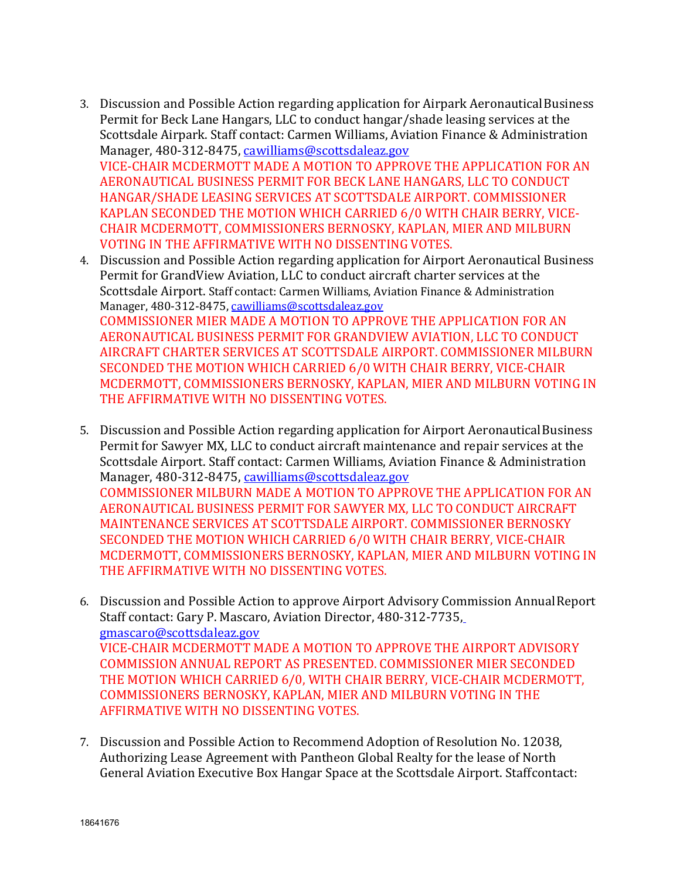3. Discussion and Possible Action regarding application for Airpark Aeronautical Business Permit for Beck Lane Hangars, LLC to conduct hangar/shade leasing services at the Scottsdale Airpark. Staff contact: Carmen Williams, Aviation Finance & Administration Manager, 480-312-8475, cawilliams@scottsdaleaz.gov
   VICE-CHAIR MCDERMOTT MADE A MOTION TO APPROVE THE APPLICATION FOR AN AERONAUTICAL BUSINESS PERMIT FOR BECK LANE HANGARS, LLC TO CONDUCT HANGAR/SHADE LEASING SERVICES AT SCOTTSDALE AIRPORT. COMMISSIONER KAPLAN SECONDED THE MOTION WHICH CARRIED 6/0 WITH CHAIR BERRY, VICE-CHAIR MCDERMOTT, COMMISSIONERS BERNOSKY, KAPLAN, MIER AND MILBURN VOTING IN THE AFFIRMATIVE WITH NO DISSENTING VOTES.
4. Discussion and Possible Action regarding application for Airport Aeronautical Business Permit for GrandView Aviation, LLC to conduct aircraft charter services at the Scottsdale Airport. Staff contact: Carmen Williams, Aviation Finance & Administration Manager, 480-312-8475, cawilliams@scottsdaleaz.gov
   COMMISSIONER MIER MADE A MOTION TO APPROVE THE APPLICATION FOR AN AERONAUTICAL BUSINESS PERMIT FOR GRANDVIEW AVIATION, LLC TO CONDUCT AIRCRAFT CHARTER SERVICES AT SCOTTSDALE AIRPORT. COMMISSIONER MILBURN SECONDED THE MOTION WHICH CARRIED 6/0 WITH CHAIR BERRY, VICE-CHAIR MCDERMOTT, COMMISSIONERS BERNOSKY, KAPLAN, MIER AND MILBURN VOTING IN THE AFFIRMATIVE WITH NO DISSENTING VOTES.

5. Discussion and Possible Action regarding application for Airport Aeronautical Business Permit for Sawyer MX, LLC to conduct aircraft maintenance and repair services at the Scottsdale Airport. Staff contact: Carmen Williams, Aviation Finance & Administration Manager, 480-312-8475, cawilliams@scottsdaleaz.gov
   COMMISSIONER MILBURN MADE A MOTION TO APPROVE THE APPLICATION FOR AN AERONAUTICAL BUSINESS PERMIT FOR SAWYER MX, LLC TO CONDUCT AIRCRAFT MAINTENANCE SERVICES AT SCOTTSDALE AIRPORT. COMMISSIONER BERNOSKY SECONDED THE MOTION WHICH CARRIED 6/0 WITH CHAIR BERRY, VICE-CHAIR MCDERMOTT, COMMISSIONERS BERNOSKY, KAPLAN, MIER AND MILBURN VOTING IN THE AFFIRMATIVE WITH NO DISSENTING VOTES.

6. Discussion and Possible Action to approve Airport Advisory Commission Annual Report Staff contact: Gary P. Mascaro, Aviation Director, 480-312-7735, gmascaro@scottsdaleaz.gov
   VICE-CHAIR MCDERMOTT MADE A MOTION TO APPROVE THE AIRPORT ADVISORY COMMISSION ANNUAL REPORT AS PRESENTED. COMMISSIONER MIER SECONDED THE MOTION WHICH CARRIED 6/0, WITH CHAIR BERRY, VICE-CHAIR MCDERMOTT, COMMISSIONERS BERNOSKY, KAPLAN, MIER AND MILBURN VOTING IN THE AFFIRMATIVE WITH NO DISSENTING VOTES.

7. Discussion and Possible Action to Recommend Adoption of Resolution No. 12038, Authorizing Lease Agreement with Pantheon Global Realty for the lease of North General Aviation Executive Box Hangar Space at the Scottsdale Airport. Staffcontact:

18641676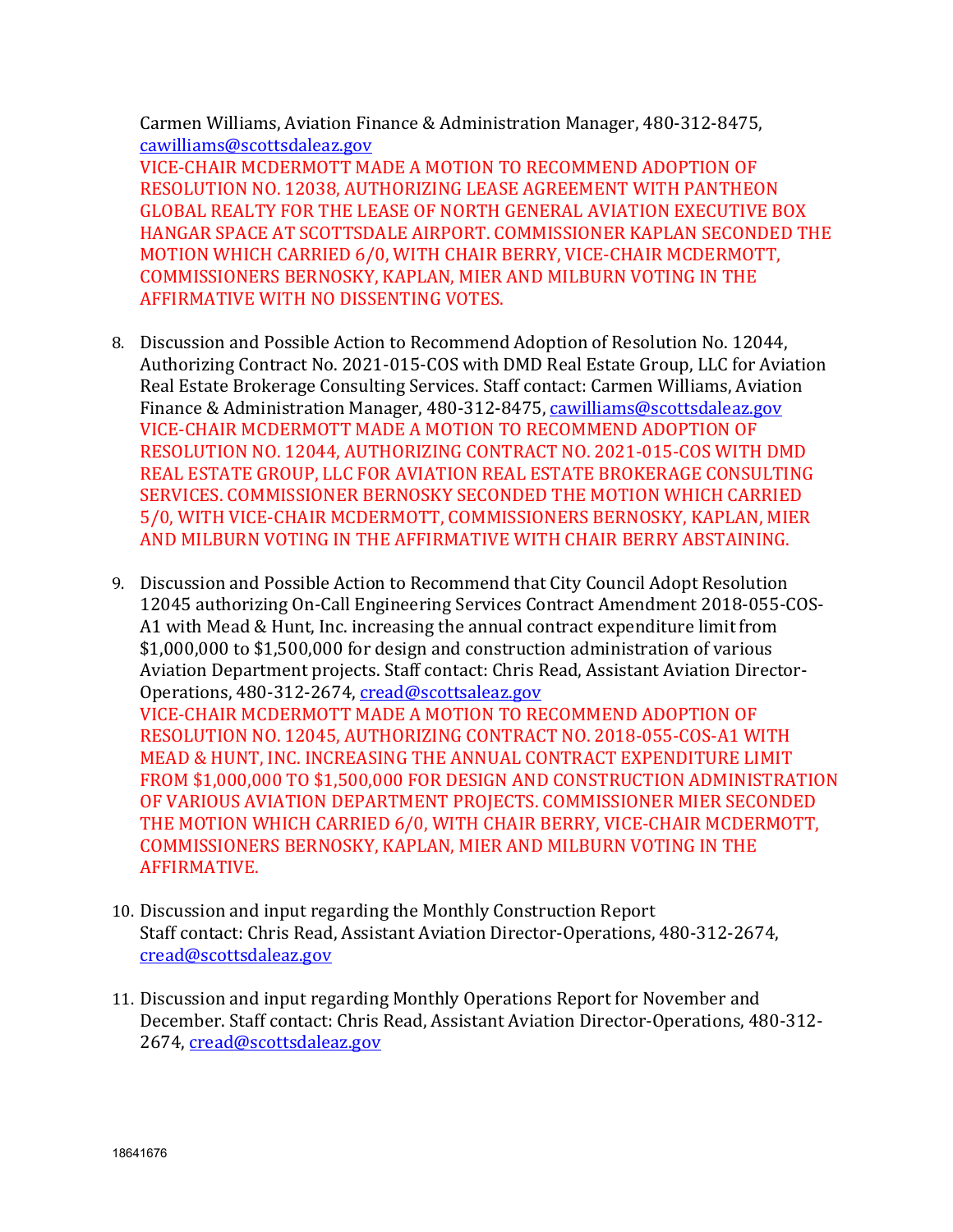Carmen Williams, Aviation Finance & Administration Manager, 480-312-8475, cawilliams@scottsdaleaz.gov

VICE-CHAIR MCDERMOTT MADE A MOTION TO RECOMMEND ADOPTION OF RESOLUTION NO. 12038, AUTHORIZING LEASE AGREEMENT WITH PANTHEON GLOBAL REALTY FOR THE LEASE OF NORTH GENERAL AVIATION EXECUTIVE BOX HANGAR SPACE AT SCOTTSDALE AIRPORT. COMMISSIONER KAPLAN SECONDED THE MOTION WHICH CARRIED 6/0, WITH CHAIR BERRY, VICE-CHAIR MCDERMOTT, COMMISSIONERS BERNOSKY, KAPLAN, MIER AND MILBURN VOTING IN THE AFFIRMATIVE WITH NO DISSENTING VOTES.

8. Discussion and Possible Action to Recommend Adoption of Resolution No. 12044, Authorizing Contract No. 2021-015-COS with DMD Real Estate Group, LLC for Aviation Real Estate Brokerage Consulting Services. Staff contact: Carmen Williams, Aviation Finance & Administration Manager, 480-312-8475, cawilliams@scottsdaleaz.gov
   VICE-CHAIR MCDERMOTT MADE A MOTION TO RECOMMEND ADOPTION OF RESOLUTION NO. 12044, AUTHORIZING CONTRACT NO. 2021-015-COS WITH DMD REAL ESTATE GROUP, LLC FOR AVIATION REAL ESTATE BROKERAGE CONSULTING SERVICES. COMMISSIONER BERNOSKY SECONDED THE MOTION WHICH CARRIED 5/0, WITH VICE-CHAIR MCDERMOTT, COMMISSIONERS BERNOSKY, KAPLAN, MIER AND MILBURN VOTING IN THE AFFIRMATIVE WITH CHAIR BERRY ABSTAINING.

9. Discussion and Possible Action to Recommend that City Council Adopt Resolution 12045 authorizing On-Call Engineering Services Contract Amendment 2018-055-COS-A1 with Mead & Hunt, Inc. increasing the annual contract expenditure limit from $1,000,000 to $1,500,000 for design and construction administration of various Aviation Department projects. Staff contact: Chris Read, Assistant Aviation Director-Operations, 480-312-2674, cread@scottsaleaz.gov
   VICE-CHAIR MCDERMOTT MADE A MOTION TO RECOMMEND ADOPTION OF RESOLUTION NO. 12045, AUTHORIZING CONTRACT NO. 2018-055-COS-A1 WITH MEAD & HUNT, INC. INCREASING THE ANNUAL CONTRACT EXPENDITURE LIMIT FROM $1,000,000 TO $1,500,000 FOR DESIGN AND CONSTRUCTION ADMINISTRATION OF VARIOUS AVIATION DEPARTMENT PROJECTS. COMMISSIONER MIER SECONDED THE MOTION WHICH CARRIED 6/0, WITH CHAIR BERRY, VICE-CHAIR MCDERMOTT, COMMISSIONERS BERNOSKY, KAPLAN, MIER AND MILBURN VOTING IN THE AFFIRMATIVE.

10. Discussion and input regarding the Monthly Construction Report
    Staff contact: Chris Read, Assistant Aviation Director-Operations, 480-312-2674, cread@scottsdaleaz.gov

11. Discussion and input regarding Monthly Operations Report for November and December. Staff contact: Chris Read, Assistant Aviation Director-Operations, 480-312-2674, cread@scottsdaleaz.gov

18641676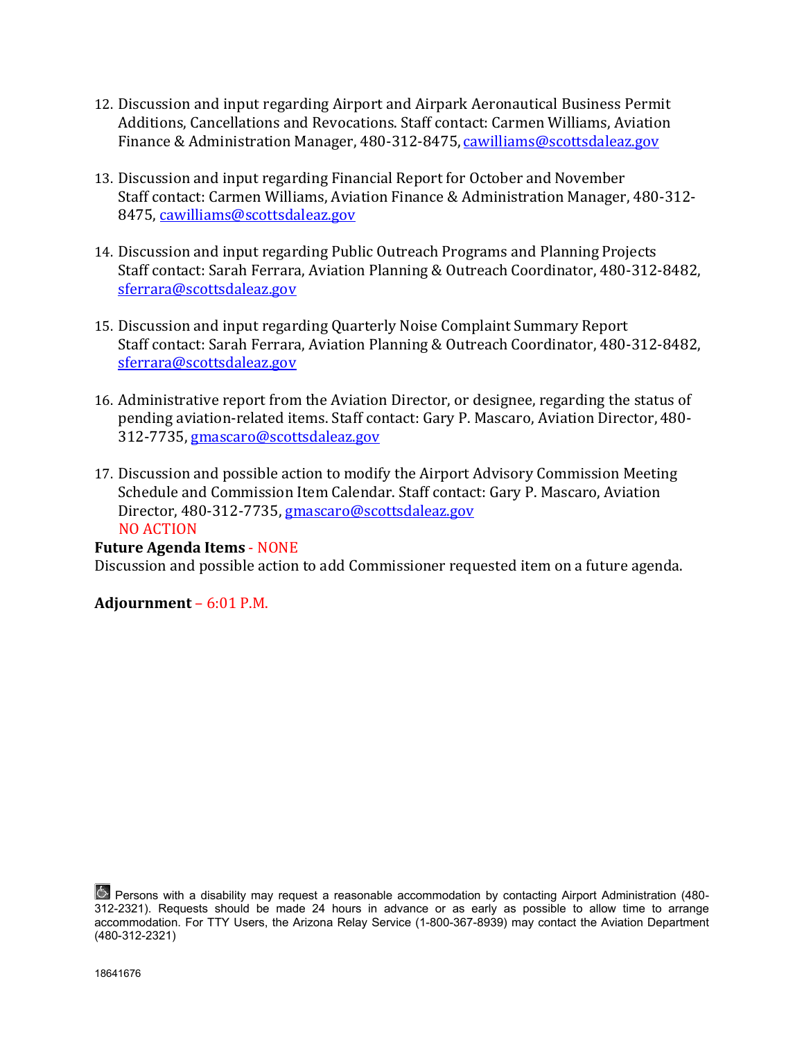12. Discussion and input regarding Airport and Airpark Aeronautical Business Permit Additions, Cancellations and Revocations. Staff contact: Carmen Williams, Aviation Finance & Administration Manager, 480-312-8475, cawilliams@scottsdaleaz.gov

13. Discussion and input regarding Financial Report for October and November
Staff contact: Carmen Williams, Aviation Finance & Administration Manager, 480-312-8475, cawilliams@scottsdaleaz.gov

14. Discussion and input regarding Public Outreach Programs and Planning Projects
Staff contact: Sarah Ferrara, Aviation Planning & Outreach Coordinator, 480-312-8482, sferrara@scottsdaleaz.gov

15. Discussion and input regarding Quarterly Noise Complaint Summary Report
Staff contact: Sarah Ferrara, Aviation Planning & Outreach Coordinator, 480-312-8482, sferrara@scottsdaleaz.gov

16. Administrative report from the Aviation Director, or designee, regarding the status of pending aviation-related items. Staff contact: Gary P. Mascaro, Aviation Director, 480-312-7735, gmascaro@scottsdaleaz.gov

17. Discussion and possible action to modify the Airport Advisory Commission Meeting Schedule and Commission Item Calendar. Staff contact: Gary P. Mascaro, Aviation Director, 480-312-7735, gmascaro@scottsdaleaz.gov
NO ACTION

**Future Agenda Items** - NONE
Discussion and possible action to add Commissioner requested item on a future agenda.

**Adjournment** – 6:01 P.M.

Persons with a disability may request a reasonable accommodation by contacting Airport Administration (480-312-2321). Requests should be made 24 hours in advance or as early as possible to allow time to arrange accommodation. For TTY Users, the Arizona Relay Service (1-800-367-8939) may contact the Aviation Department (480-312-2321)

18641676